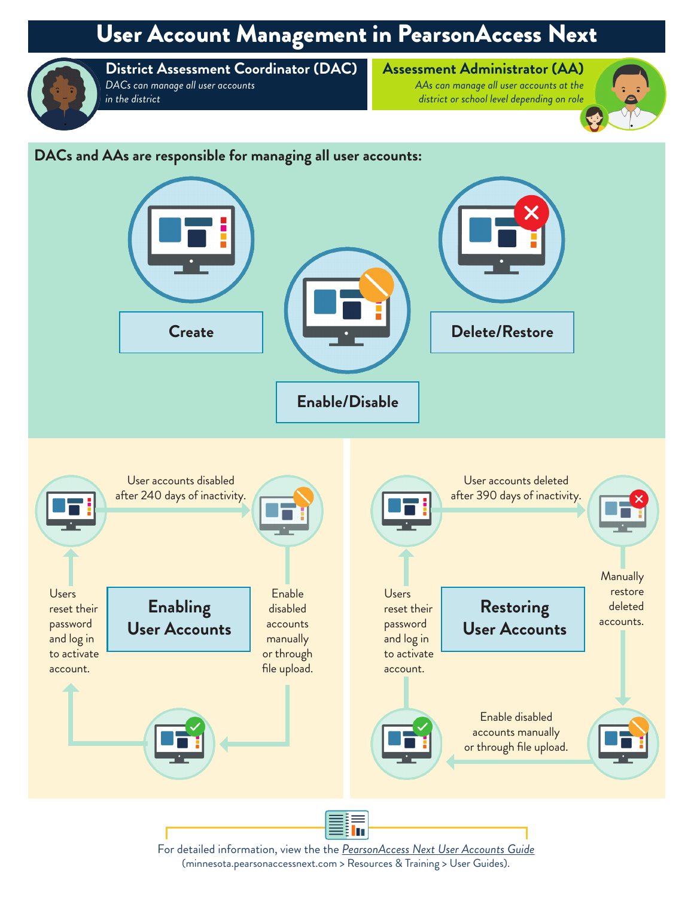# User Account Management in PearsonAccess Next

## District Assessment Coordinator (DAC)

*DACs can manage all user accounts in the district*

## Assessment Administrator (AA)

*AAs can manage all user accounts at the district or school level depending on role*

**DACs and AAs are responsible for managing all user accounts:**

- Create
- Enable/Disable
- Delete/Restore

## Enabling User Accounts

User accounts disabled after 240 days of inactivity.

Enable disabled accounts manually or through file upload.

Users reset their password and log in to activate account.

## Restoring User Accounts

User accounts deleted after 390 days of inactivity.

Manually restore deleted accounts.

Enable disabled accounts manually or through file upload.

Users reset their password and log in to activate account.

For detailed information, view the the *PearsonAccess Next User Accounts Guide* (minnesota.pearsonaccessnext.com > Resources & Training > User Guides).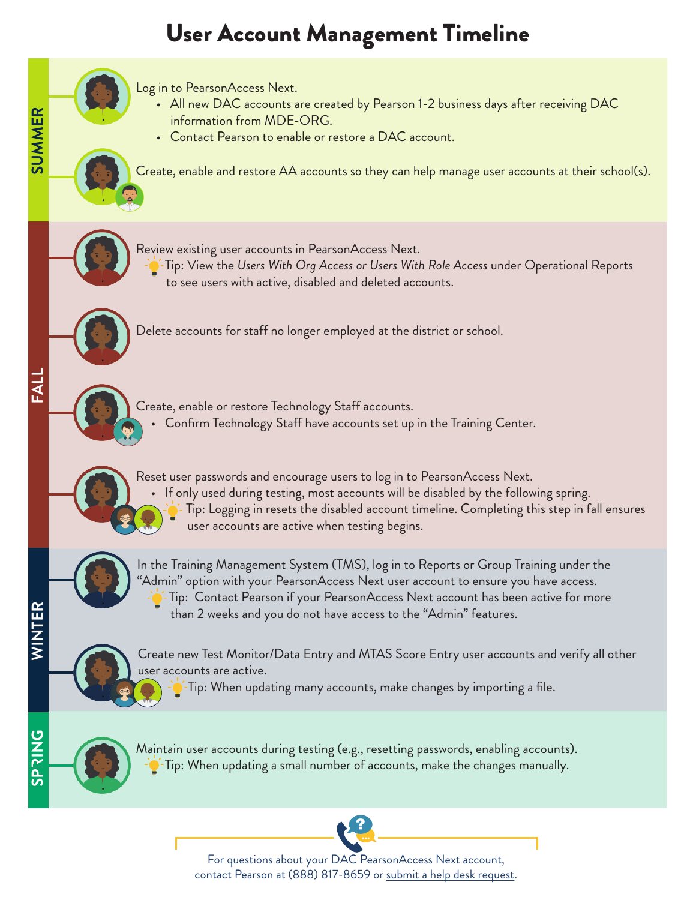# User Account Management Timeline

## SUMMER

Log in to PearsonAccess Next.

- All new DAC accounts are created by Pearson 1-2 business days after receiving DAC information from MDE-ORG.
- Contact Pearson to enable or restore a DAC account.

Create, enable and restore AA accounts so they can help manage user accounts at their school(s).

## FALL

Review existing user accounts in PearsonAccess Next.

Tip: View the *Users With Org Access or Users With Role Access* under Operational Reports to see users with active, disabled and deleted accounts.

Delete accounts for staff no longer employed at the district or school.

Create, enable or restore Technology Staff accounts.

- Confirm Technology Staff have accounts set up in the Training Center.

Reset user passwords and encourage users to log in to PearsonAccess Next.

- If only used during testing, most accounts will be disabled by the following spring.

Tip: Logging in resets the disabled account timeline. Completing this step in fall ensures user accounts are active when testing begins.

## WINTER

In the Training Management System (TMS), log in to Reports or Group Training under the "Admin" option with your PearsonAccess Next user account to ensure you have access.

Tip: Contact Pearson if your PearsonAccess Next account has been active for more than 2 weeks and you do not have access to the "Admin" features.

Create new Test Monitor/Data Entry and MTAS Score Entry user accounts and verify all other user accounts are active.

Tip: When updating many accounts, make changes by importing a file.

## SPRING

Maintain user accounts during testing (e.g., resetting passwords, enabling accounts).

Tip: When updating a small number of accounts, make the changes manually.

For questions about your DAC PearsonAccess Next account, contact Pearson at (888) 817-8659 or submit a help desk request.